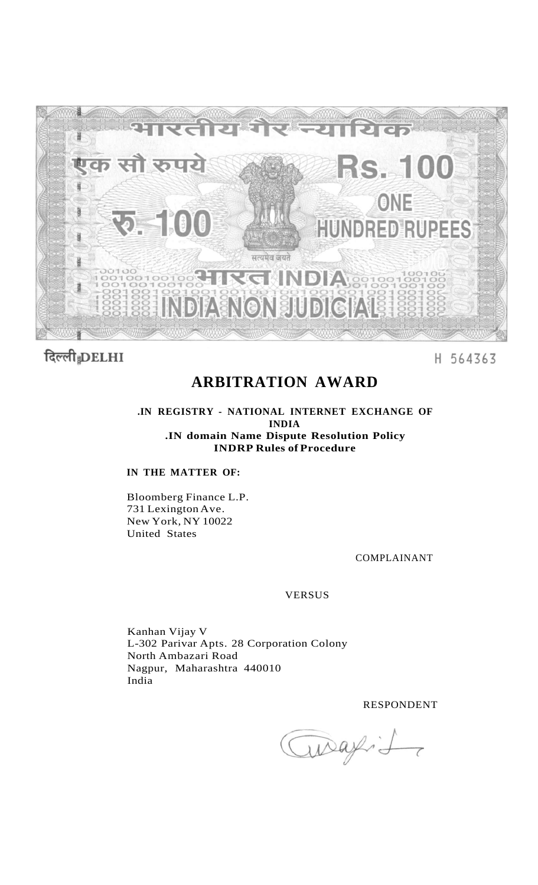भारतीय गैर न्यायिक

एक सौ रुपये

Rs. 100

ONE HUNDRED RUPEES

रु. 100

सत्यमेव जयते

भारत INDIA

INDIA NON JUDICIAL

दिल्ली DELHI

H 564363

# ARBITRATION AWARD

**.IN REGISTRY - NATIONAL INTERNET EXCHANGE OF INDIA**
**.IN domain Name Dispute Resolution Policy**
**INDRP Rules of Procedure**

**IN THE MATTER OF:**

Bloomberg Finance L.P.
731 Lexington Ave.
New York, NY 10022
United States

COMPLAINANT

VERSUS

Kanhan Vijay V
L-302 Parivar Apts. 28 Corporation Colony
North Ambazari Road
Nagpur, Maharashtra 440010
India

RESPONDENT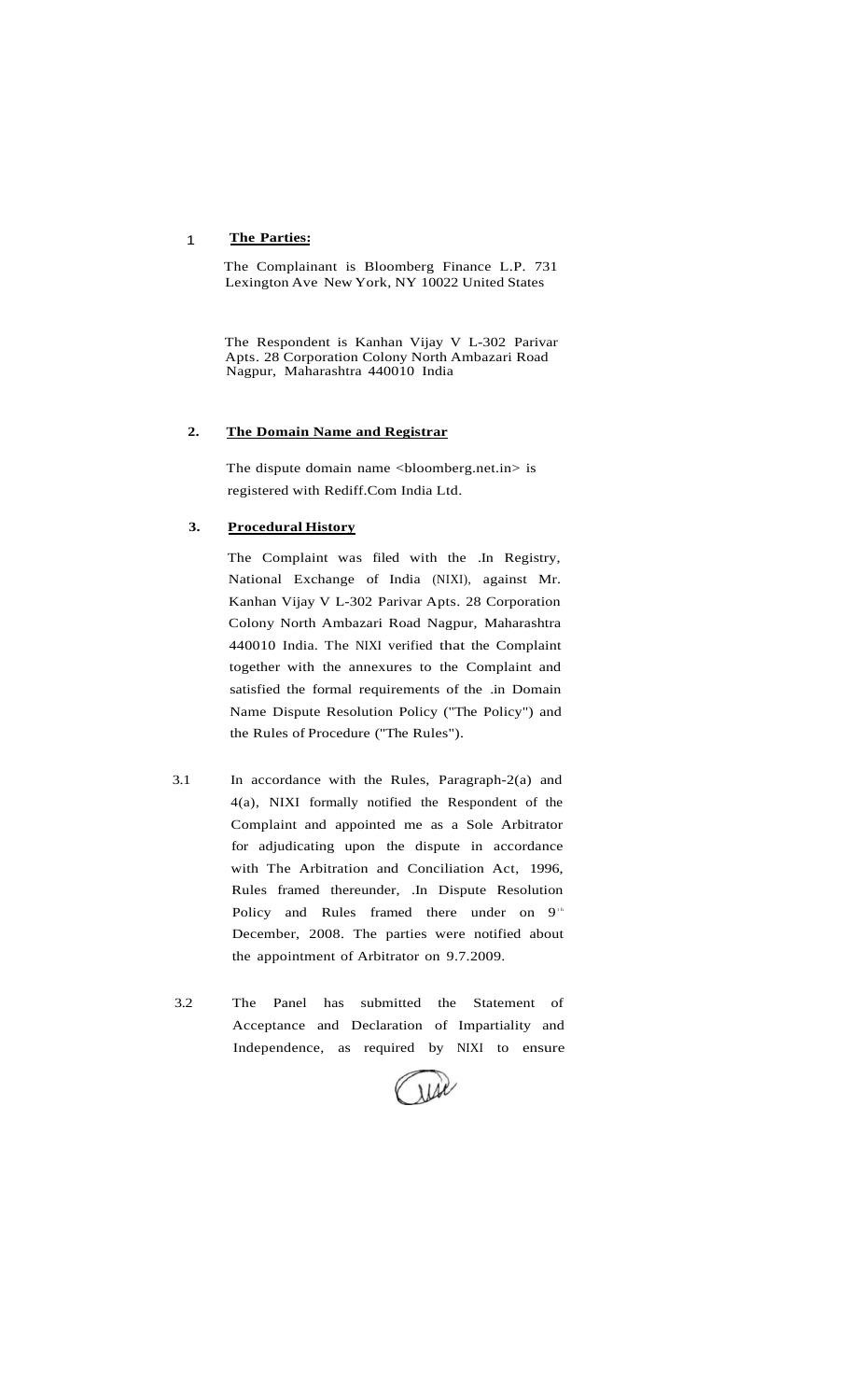1 **The Parties:**

The Complainant is Bloomberg Finance L.P. 731 Lexington Ave New York, NY 10022 United States

The Respondent is Kanhan Vijay V L-302 Parivar Apts. 28 Corporation Colony North Ambazari Road Nagpur, Maharashtra 440010 India

**2. The Domain Name and Registrar**

The dispute domain name <bloomberg.net.in> is registered with Rediff.Com India Ltd.

**3. Procedural History**

The Complaint was filed with the .In Registry, National Exchange of India (NIXI), against Mr. Kanhan Vijay V L-302 Parivar Apts. 28 Corporation Colony North Ambazari Road Nagpur, Maharashtra 440010 India. The NIXI verified that the Complaint together with the annexures to the Complaint and satisfied the formal requirements of the .in Domain Name Dispute Resolution Policy ("The Policy") and the Rules of Procedure ("The Rules").

3.1 In accordance with the Rules, Paragraph-2(a) and 4(a), NIXI formally notified the Respondent of the Complaint and appointed me as a Sole Arbitrator for adjudicating upon the dispute in accordance with The Arbitration and Conciliation Act, 1996, Rules framed thereunder, .In Dispute Resolution Policy and Rules framed there under on 9th December, 2008. The parties were notified about the appointment of Arbitrator on 9.7.2009.

3.2 The Panel has submitted the Statement of Acceptance and Declaration of Impartiality and Independence, as required by NIXI to ensure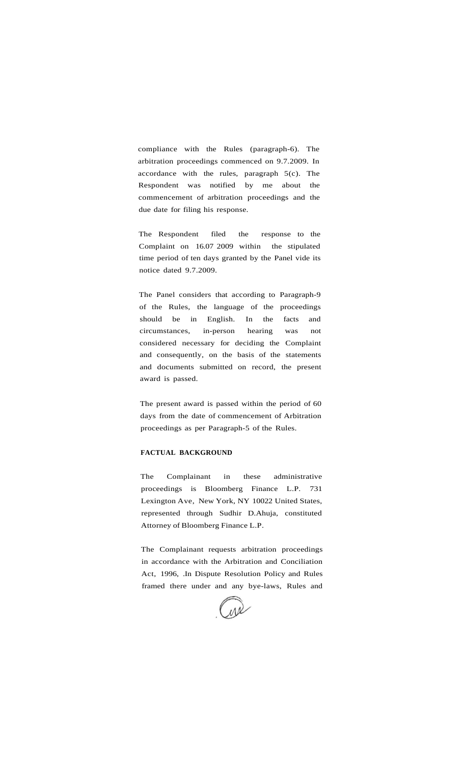compliance with the Rules (paragraph-6). The arbitration proceedings commenced on 9.7.2009. In accordance with the rules, paragraph 5(c). The Respondent was notified by me about the commencement of arbitration proceedings and the due date for filing his response.

The Respondent filed the response to the Complaint on 16.07 2009 within the stipulated time period of ten days granted by the Panel vide its notice dated 9.7.2009.

The Panel considers that according to Paragraph-9 of the Rules, the language of the proceedings should be in English. In the facts and circumstances, in-person hearing was not considered necessary for deciding the Complaint and consequently, on the basis of the statements and documents submitted on record, the present award is passed.

The present award is passed within the period of 60 days from the date of commencement of Arbitration proceedings as per Paragraph-5 of the Rules.

**FACTUAL BACKGROUND**

The Complainant in these administrative proceedings is Bloomberg Finance L.P. 731 Lexington Ave, New York, NY 10022 United States, represented through Sudhir D.Ahuja, constituted Attorney of Bloomberg Finance L.P.

The Complainant requests arbitration proceedings in accordance with the Arbitration and Conciliation Act, 1996, .In Dispute Resolution Policy and Rules framed there under and any bye-laws, Rules and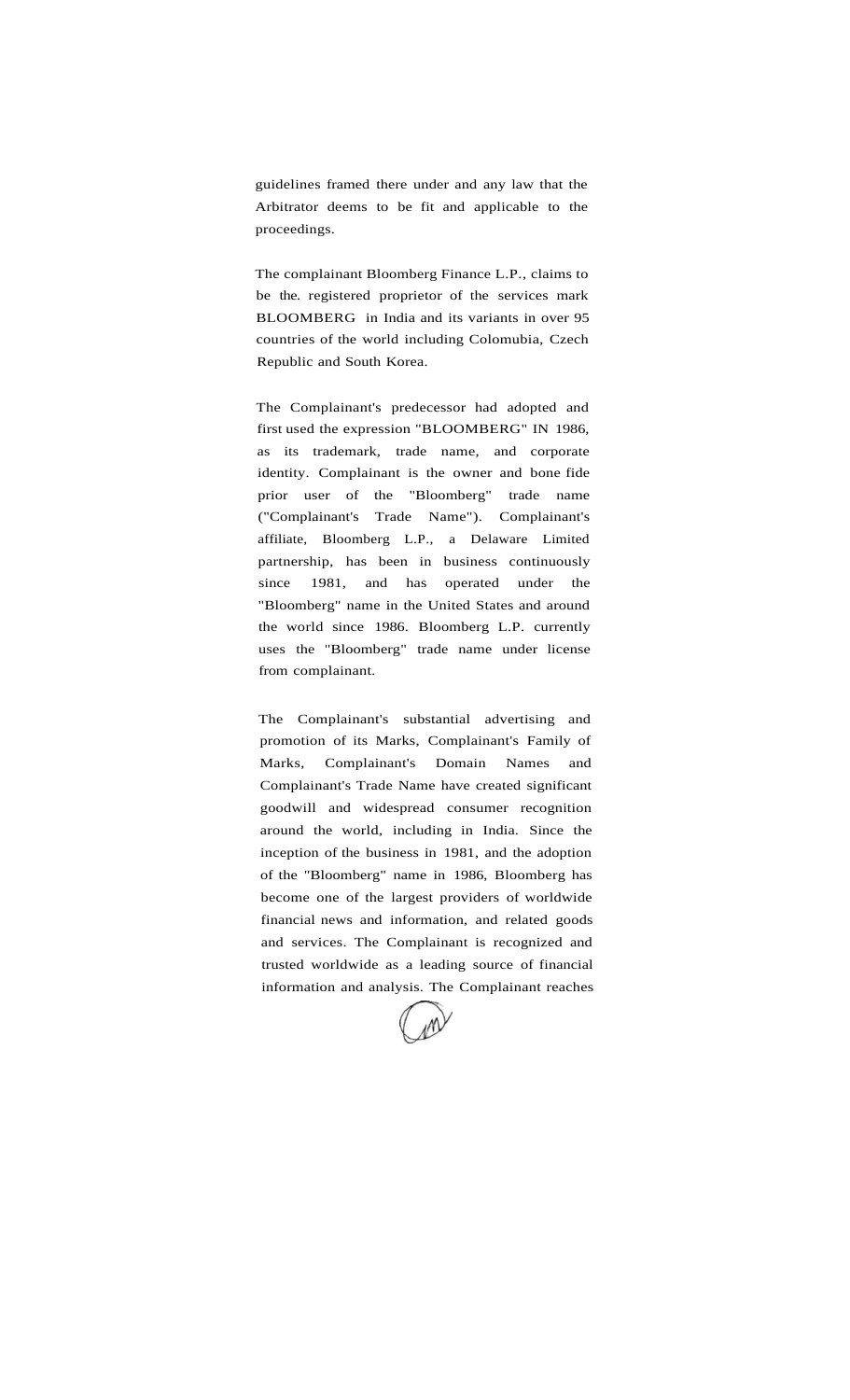guidelines framed there under and any law that the Arbitrator deems to be fit and applicable to the proceedings.

The complainant Bloomberg Finance L.P., claims to be the. registered proprietor of the services mark BLOOMBERG in India and its variants in over 95 countries of the world including Colomubia, Czech Republic and South Korea.

The Complainant's predecessor had adopted and first used the expression "BLOOMBERG" IN 1986, as its trademark, trade name, and corporate identity. Complainant is the owner and bone fide prior user of the "Bloomberg" trade name ("Complainant's Trade Name"). Complainant's affiliate, Bloomberg L.P., a Delaware Limited partnership, has been in business continuously since 1981, and has operated under the "Bloomberg" name in the United States and around the world since 1986. Bloomberg L.P. currently uses the "Bloomberg" trade name under license from complainant.

The Complainant's substantial advertising and promotion of its Marks, Complainant's Family of Marks, Complainant's Domain Names and Complainant's Trade Name have created significant goodwill and widespread consumer recognition around the world, including in India. Since the inception of the business in 1981, and the adoption of the "Bloomberg" name in 1986, Bloomberg has become one of the largest providers of worldwide financial news and information, and related goods and services. The Complainant is recognized and trusted worldwide as a leading source of financial information and analysis. The Complainant reaches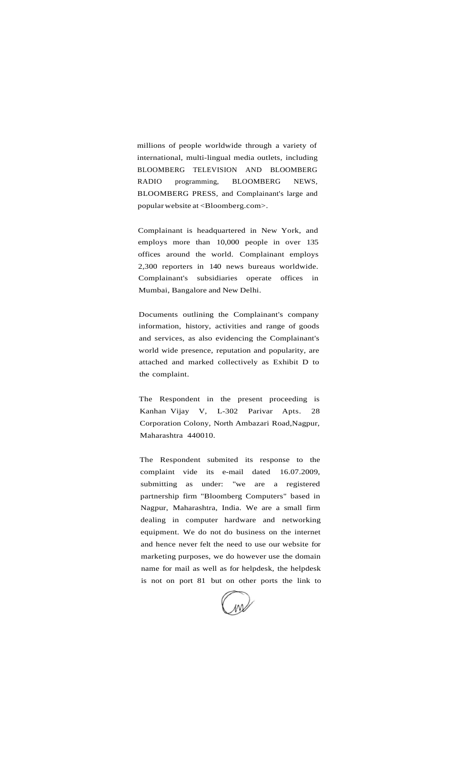millions of people worldwide through a variety of international, multi-lingual media outlets, including BLOOMBERG TELEVISION AND BLOOMBERG RADIO programming, BLOOMBERG NEWS, BLOOMBERG PRESS, and Complainant's large and popular website at <Bloomberg.com>.

Complainant is headquartered in New York, and employs more than 10,000 people in over 135 offices around the world. Complainant employs 2,300 reporters in 140 news bureaus worldwide. Complainant's subsidiaries operate offices in Mumbai, Bangalore and New Delhi.

Documents outlining the Complainant's company information, history, activities and range of goods and services, as also evidencing the Complainant's world wide presence, reputation and popularity, are attached and marked collectively as Exhibit D to the complaint.

The Respondent in the present proceeding is Kanhan Vijay V, L-302 Parivar Apts. 28 Corporation Colony, North Ambazari Road,Nagpur, Maharashtra 440010.

The Respondent submited its response to the complaint vide its e-mail dated 16.07.2009, submitting as under: "we are a registered partnership firm "Bloomberg Computers" based in Nagpur, Maharashtra, India. We are a small firm dealing in computer hardware and networking equipment. We do not do business on the internet and hence never felt the need to use our website for marketing purposes, we do however use the domain name for mail as well as for helpdesk, the helpdesk is not on port 81 but on other ports the link to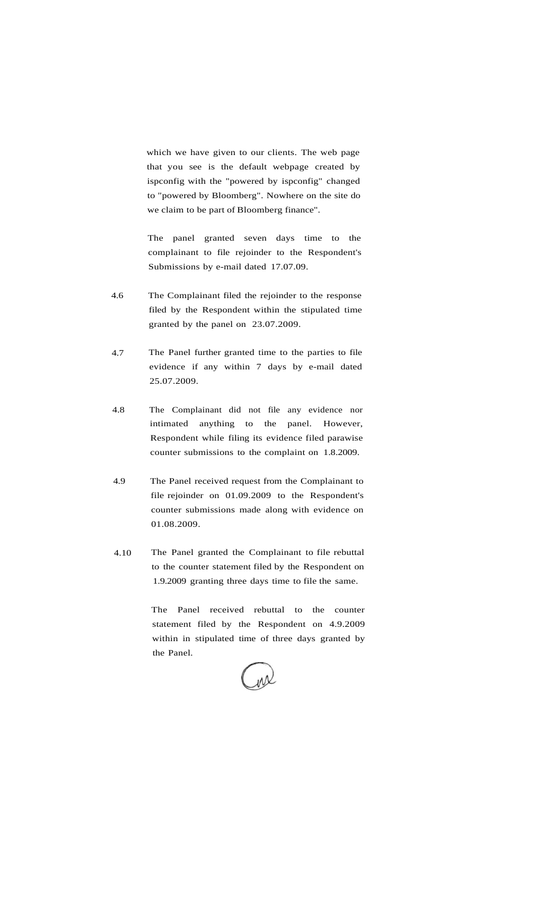which we have given to our clients. The web page that you see is the default webpage created by ispconfig with the "powered by ispconfig" changed to "powered by Bloomberg". Nowhere on the site do we claim to be part of Bloomberg finance".

The panel granted seven days time to the complainant to file rejoinder to the Respondent's Submissions by e-mail dated 17.07.09.

4.6 The Complainant filed the rejoinder to the response filed by the Respondent within the stipulated time granted by the panel on 23.07.2009.

4.7 The Panel further granted time to the parties to file evidence if any within 7 days by e-mail dated 25.07.2009.

4.8 The Complainant did not file any evidence nor intimated anything to the panel. However, Respondent while filing its evidence filed parawise counter submissions to the complaint on 1.8.2009.

4.9 The Panel received request from the Complainant to file rejoinder on 01.09.2009 to the Respondent's counter submissions made along with evidence on 01.08.2009.

4.10 The Panel granted the Complainant to file rebuttal to the counter statement filed by the Respondent on 1.9.2009 granting three days time to file the same.

The Panel received rebuttal to the counter statement filed by the Respondent on 4.9.2009 within in stipulated time of three days granted by the Panel.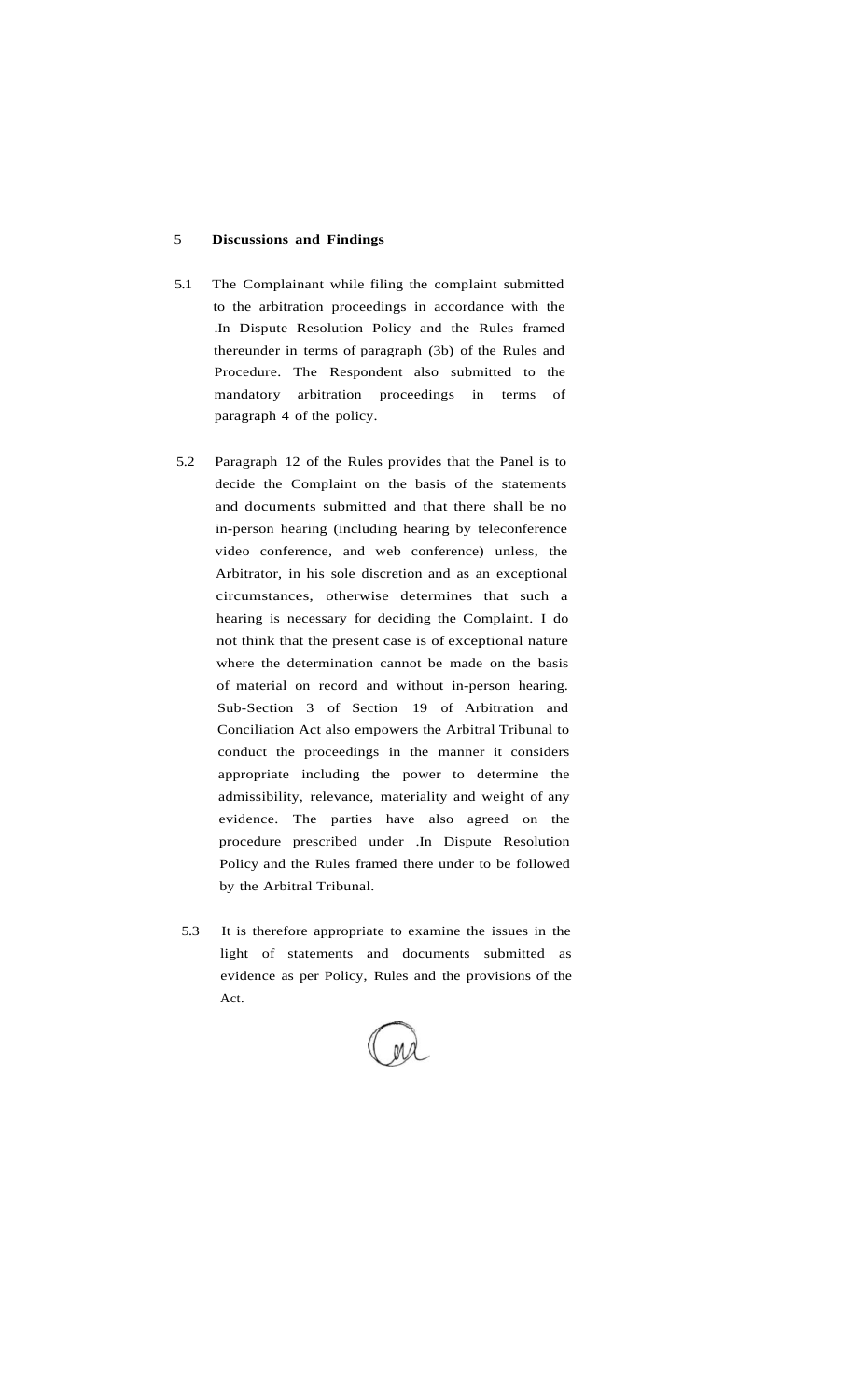## 5 Discussions and Findings

5.1 The Complainant while filing the complaint submitted to the arbitration proceedings in accordance with the .In Dispute Resolution Policy and the Rules framed thereunder in terms of paragraph (3b) of the Rules and Procedure. The Respondent also submitted to the mandatory arbitration proceedings in terms of paragraph 4 of the policy.

5.2 Paragraph 12 of the Rules provides that the Panel is to decide the Complaint on the basis of the statements and documents submitted and that there shall be no in-person hearing (including hearing by teleconference video conference, and web conference) unless, the Arbitrator, in his sole discretion and as an exceptional circumstances, otherwise determines that such a hearing is necessary for deciding the Complaint. I do not think that the present case is of exceptional nature where the determination cannot be made on the basis of material on record and without in-person hearing. Sub-Section 3 of Section 19 of Arbitration and Conciliation Act also empowers the Arbitral Tribunal to conduct the proceedings in the manner it considers appropriate including the power to determine the admissibility, relevance, materiality and weight of any evidence. The parties have also agreed on the procedure prescribed under .In Dispute Resolution Policy and the Rules framed there under to be followed by the Arbitral Tribunal.

5.3 It is therefore appropriate to examine the issues in the light of statements and documents submitted as evidence as per Policy, Rules and the provisions of the Act.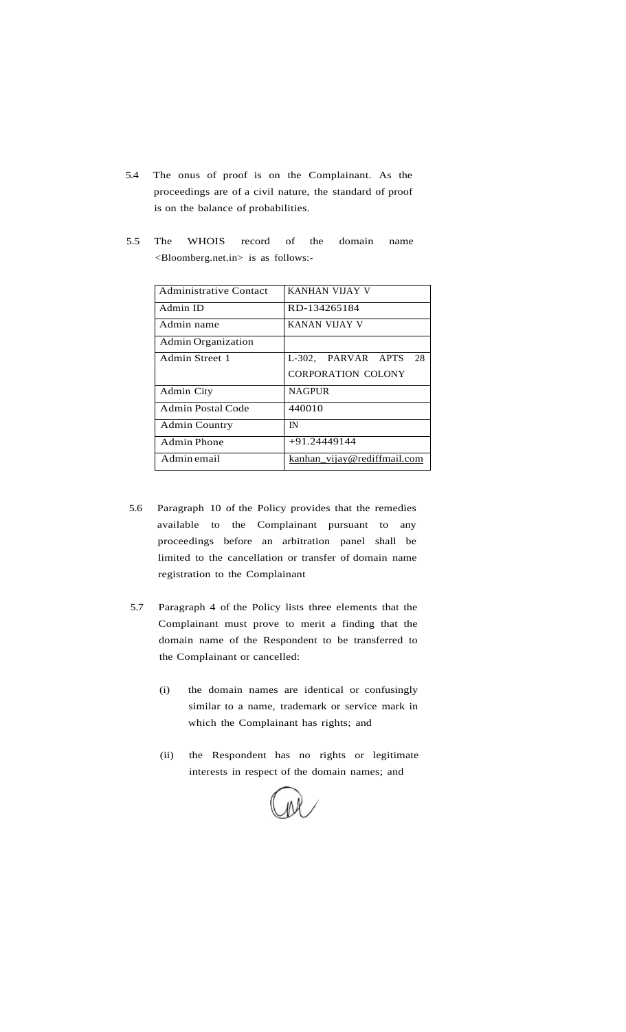5.4 The onus of proof is on the Complainant. As the proceedings are of a civil nature, the standard of proof is on the balance of probabilities.

5.5 The WHOIS record of the domain name <Bloomberg.net.in> is as follows:-

| Administrative Contact | KANHAN VIJAY V |
|---|---|
| Admin ID | RD-134265184 |
| Admin name | KANAN VIJAY V |
| Admin Organization | |
| Admin Street 1 | L-302, PARVAR APTS 28 CORPORATION COLONY |
| Admin City | NAGPUR |
| Admin Postal Code | 440010 |
| Admin Country | IN |
| Admin Phone | +91.24449144 |
| Admin email | kanhan_vijay@rediffmail.com |

5.6 Paragraph 10 of the Policy provides that the remedies available to the Complainant pursuant to any proceedings before an arbitration panel shall be limited to the cancellation or transfer of domain name registration to the Complainant

5.7 Paragraph 4 of the Policy lists three elements that the Complainant must prove to merit a finding that the domain name of the Respondent to be transferred to the Complainant or cancelled:

(i) the domain names are identical or confusingly similar to a name, trademark or service mark in which the Complainant has rights; and

(ii) the Respondent has no rights or legitimate interests in respect of the domain names; and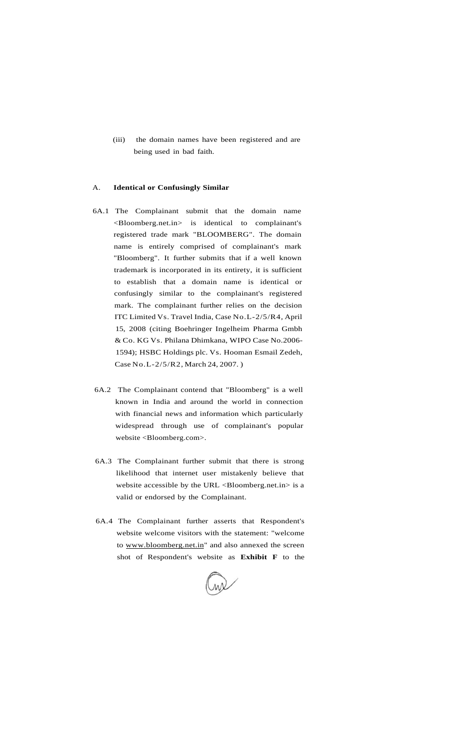(iii) the domain names have been registered and are being used in bad faith.

A. **Identical or Confusingly Similar**

6A.1 The Complainant submit that the domain name <Bloomberg.net.in> is identical to complainant's registered trade mark "BLOOMBERG". The domain name is entirely comprised of complainant's mark "Bloomberg". It further submits that if a well known trademark is incorporated in its entirety, it is sufficient to establish that a domain name is identical or confusingly similar to the complainant's registered mark. The complainant further relies on the decision ITC Limited Vs. Travel India, Case No.L-2/5/R4, April 15, 2008 (citing Boehringer Ingelheim Pharma Gmbh & Co. KG Vs. Philana Dhimkana, WIPO Case No.2006-1594); HSBC Holdings plc. Vs. Hooman Esmail Zedeh, Case No.L-2/5/R2, March 24, 2007. )

6A.2 The Complainant contend that "Bloomberg" is a well known in India and around the world in connection with financial news and information which particularly widespread through use of complainant's popular website <Bloomberg.com>.

6A.3 The Complainant further submit that there is strong likelihood that internet user mistakenly believe that website accessible by the URL <Bloomberg.net.in> is a valid or endorsed by the Complainant.

6A.4 The Complainant further asserts that Respondent's website welcome visitors with the statement: "welcome to www.bloomberg.net.in" and also annexed the screen shot of Respondent's website as **Exhibit F** to the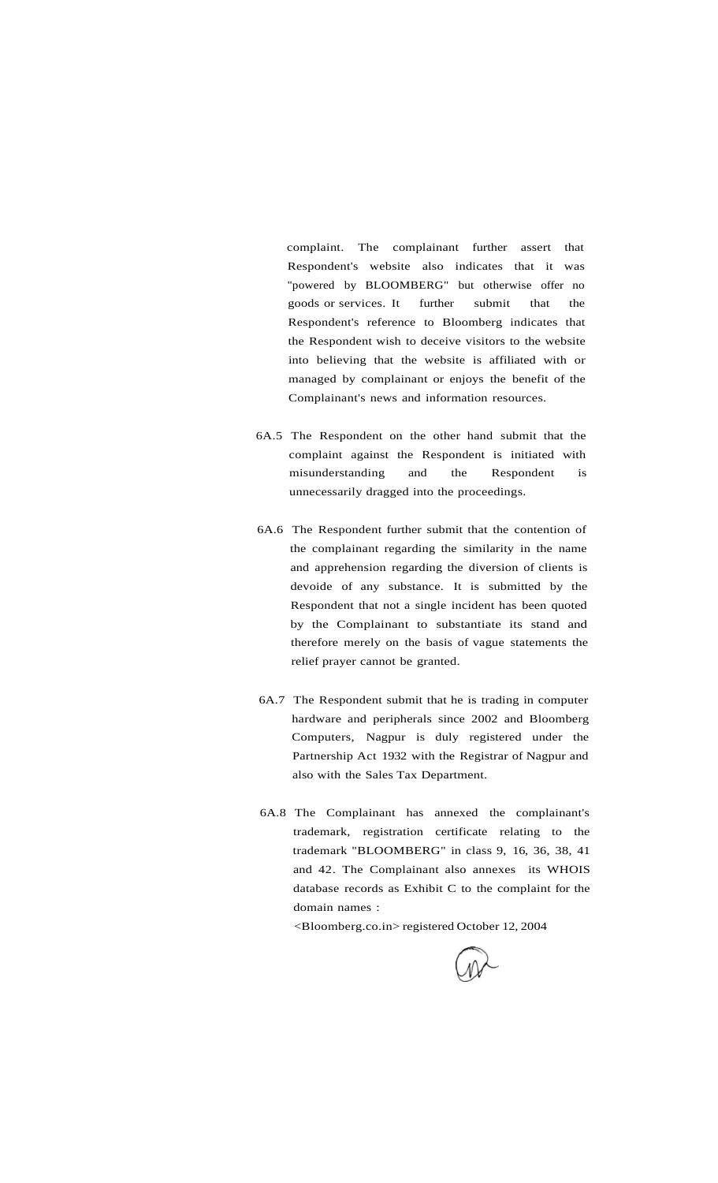complaint. The complainant further assert that Respondent's website also indicates that it was "powered by BLOOMBERG" but otherwise offer no goods or services. It further submit that the Respondent's reference to Bloomberg indicates that the Respondent wish to deceive visitors to the website into believing that the website is affiliated with or managed by complainant or enjoys the benefit of the Complainant's news and information resources.

6A.5 The Respondent on the other hand submit that the complaint against the Respondent is initiated with misunderstanding and the Respondent is unnecessarily dragged into the proceedings.

6A.6 The Respondent further submit that the contention of the complainant regarding the similarity in the name and apprehension regarding the diversion of clients is devoide of any substance. It is submitted by the Respondent that not a single incident has been quoted by the Complainant to substantiate its stand and therefore merely on the basis of vague statements the relief prayer cannot be granted.

6A.7 The Respondent submit that he is trading in computer hardware and peripherals since 2002 and Bloomberg Computers, Nagpur is duly registered under the Partnership Act 1932 with the Registrar of Nagpur and also with the Sales Tax Department.

6A.8 The Complainant has annexed the complainant's trademark, registration certificate relating to the trademark "BLOOMBERG" in class 9, 16, 36, 38, 41 and 42. The Complainant also annexes its WHOIS database records as Exhibit C to the complaint for the domain names :

<Bloomberg.co.in> registered October 12, 2004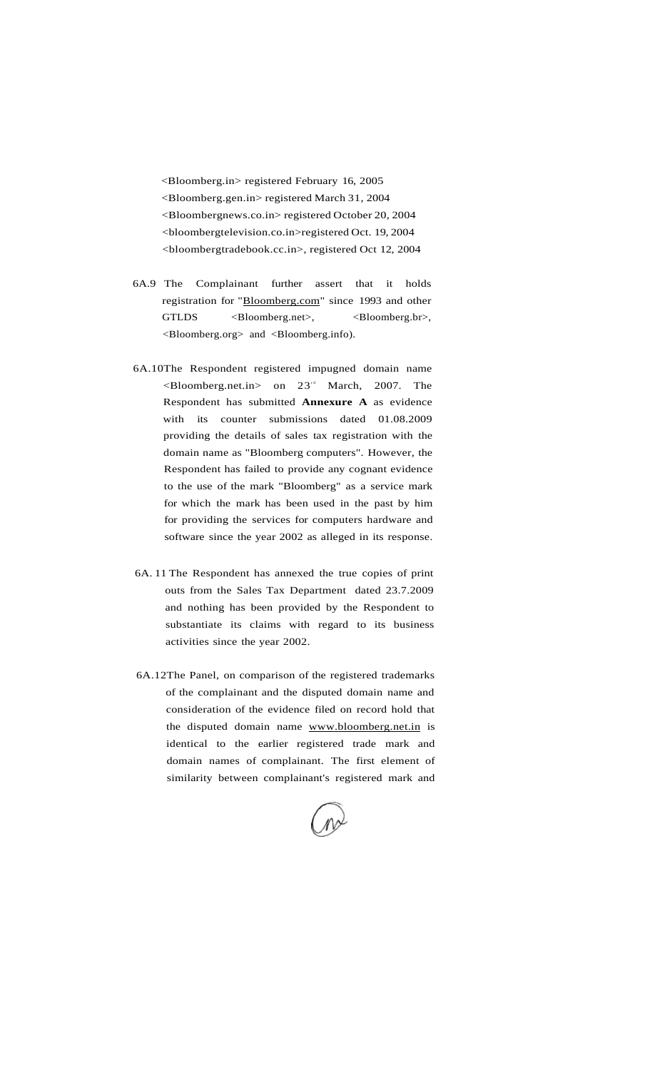<Bloomberg.in> registered February 16, 2005
<Bloomberg.gen.in> registered March 31, 2004
<Bloombergnews.co.in> registered October 20, 2004
<bloombergtelevision.co.in>registered Oct. 19, 2004
<bloombergtradebook.cc.in>, registered Oct 12, 2004

6A.9 The Complainant further assert that it holds registration for "Bloomberg.com" since 1993 and other GTLDS <Bloomberg.net>, <Bloomberg.br>, <Bloomberg.org> and <Bloomberg.info>).

6A.10 The Respondent registered impugned domain name <Bloomberg.net.in> on 23rd March, 2007. The Respondent has submitted **Annexure A** as evidence with its counter submissions dated 01.08.2009 providing the details of sales tax registration with the domain name as "Bloomberg computers". However, the Respondent has failed to provide any cognant evidence to the use of the mark "Bloomberg" as a service mark for which the mark has been used in the past by him for providing the services for computers hardware and software since the year 2002 as alleged in its response.

6A. 11 The Respondent has annexed the true copies of print outs from the Sales Tax Department dated 23.7.2009 and nothing has been provided by the Respondent to substantiate its claims with regard to its business activities since the year 2002.

6A.12 The Panel, on comparison of the registered trademarks of the complainant and the disputed domain name and consideration of the evidence filed on record hold that the disputed domain name www.bloomberg.net.in is identical to the earlier registered trade mark and domain names of complainant. The first element of similarity between complainant's registered mark and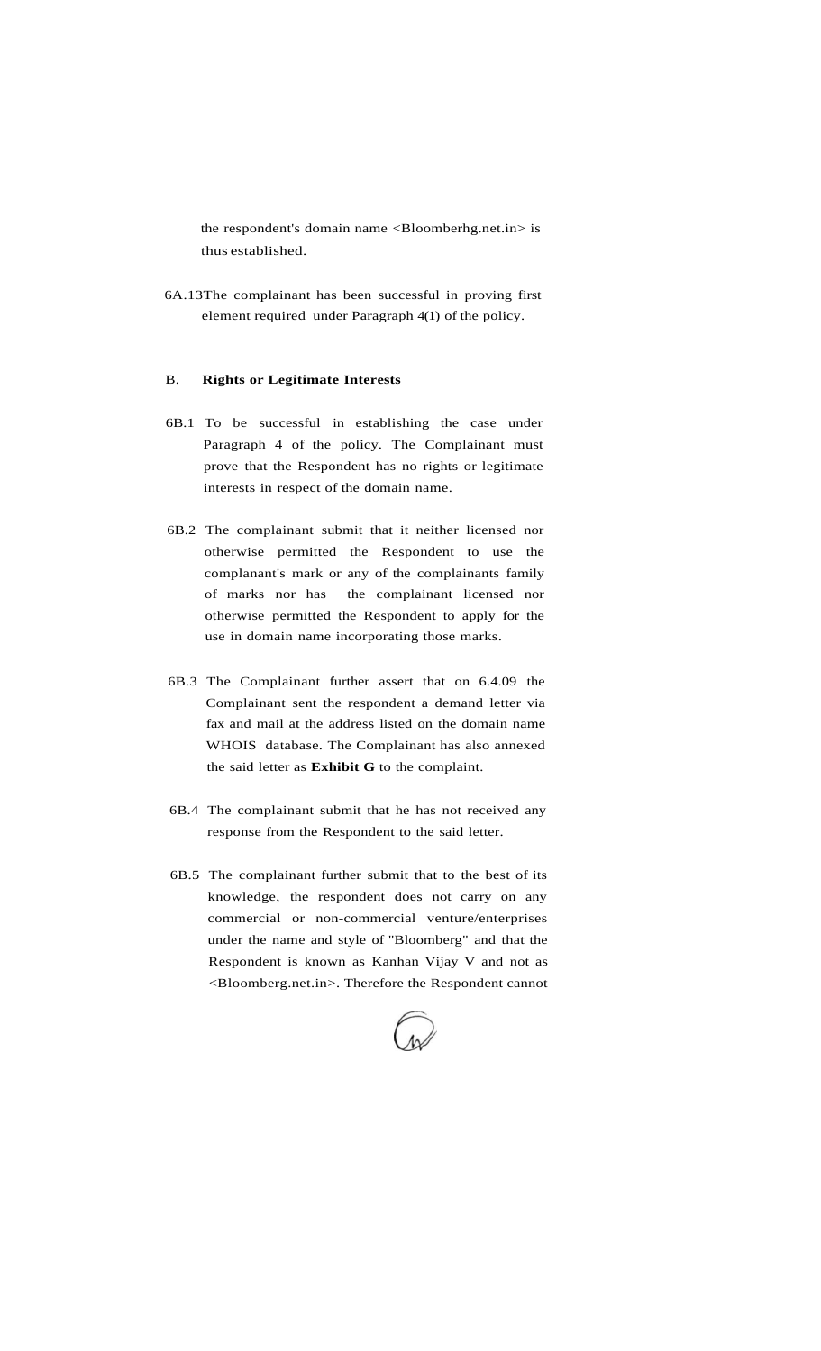the respondent's domain name <Bloomberhg.net.in> is thus established.

6A.13 The complainant has been successful in proving first element required under Paragraph 4(1) of the policy.

B. **Rights or Legitimate Interests**

6B.1 To be successful in establishing the case under Paragraph 4 of the policy. The Complainant must prove that the Respondent has no rights or legitimate interests in respect of the domain name.

6B.2 The complainant submit that it neither licensed nor otherwise permitted the Respondent to use the complanant's mark or any of the complainants family of marks nor has the complainant licensed nor otherwise permitted the Respondent to apply for the use in domain name incorporating those marks.

6B.3 The Complainant further assert that on 6.4.09 the Complainant sent the respondent a demand letter via fax and mail at the address listed on the domain name WHOIS database. The Complainant has also annexed the said letter as **Exhibit G** to the complaint.

6B.4 The complainant submit that he has not received any response from the Respondent to the said letter.

6B.5 The complainant further submit that to the best of its knowledge, the respondent does not carry on any commercial or non-commercial venture/enterprises under the name and style of "Bloomberg" and that the Respondent is known as Kanhan Vijay V and not as <Bloomberg.net.in>. Therefore the Respondent cannot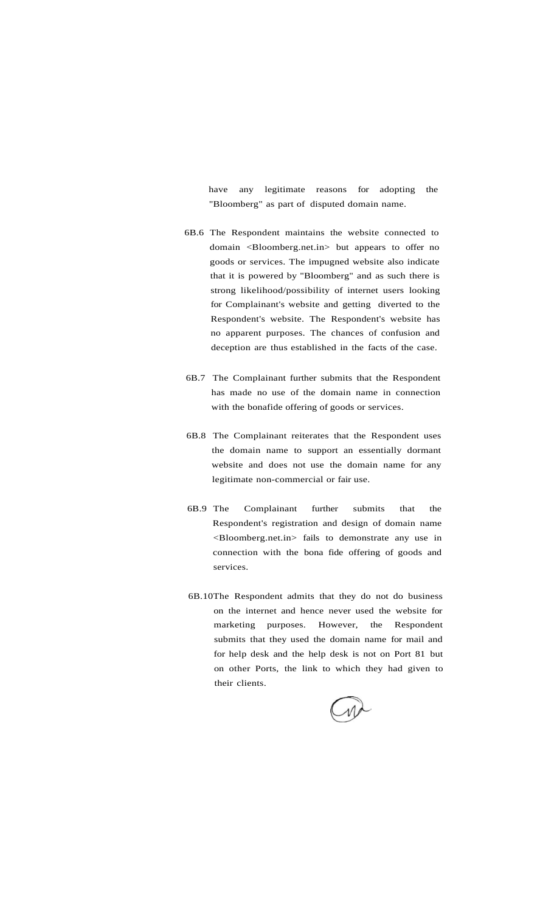have any legitimate reasons for adopting the "Bloomberg" as part of disputed domain name.

6B.6 The Respondent maintains the website connected to domain <Bloomberg.net.in> but appears to offer no goods or services. The impugned website also indicate that it is powered by "Bloomberg" and as such there is strong likelihood/possibility of internet users looking for Complainant's website and getting diverted to the Respondent's website. The Respondent's website has no apparent purposes. The chances of confusion and deception are thus established in the facts of the case.

6B.7 The Complainant further submits that the Respondent has made no use of the domain name in connection with the bonafide offering of goods or services.

6B.8 The Complainant reiterates that the Respondent uses the domain name to support an essentially dormant website and does not use the domain name for any legitimate non-commercial or fair use.

6B.9 The Complainant further submits that the Respondent's registration and design of domain name <Bloomberg.net.in> fails to demonstrate any use in connection with the bona fide offering of goods and services.

6B.10 The Respondent admits that they do not do business on the internet and hence never used the website for marketing purposes. However, the Respondent submits that they used the domain name for mail and for help desk and the help desk is not on Port 81 but on other Ports, the link to which they had given to their clients.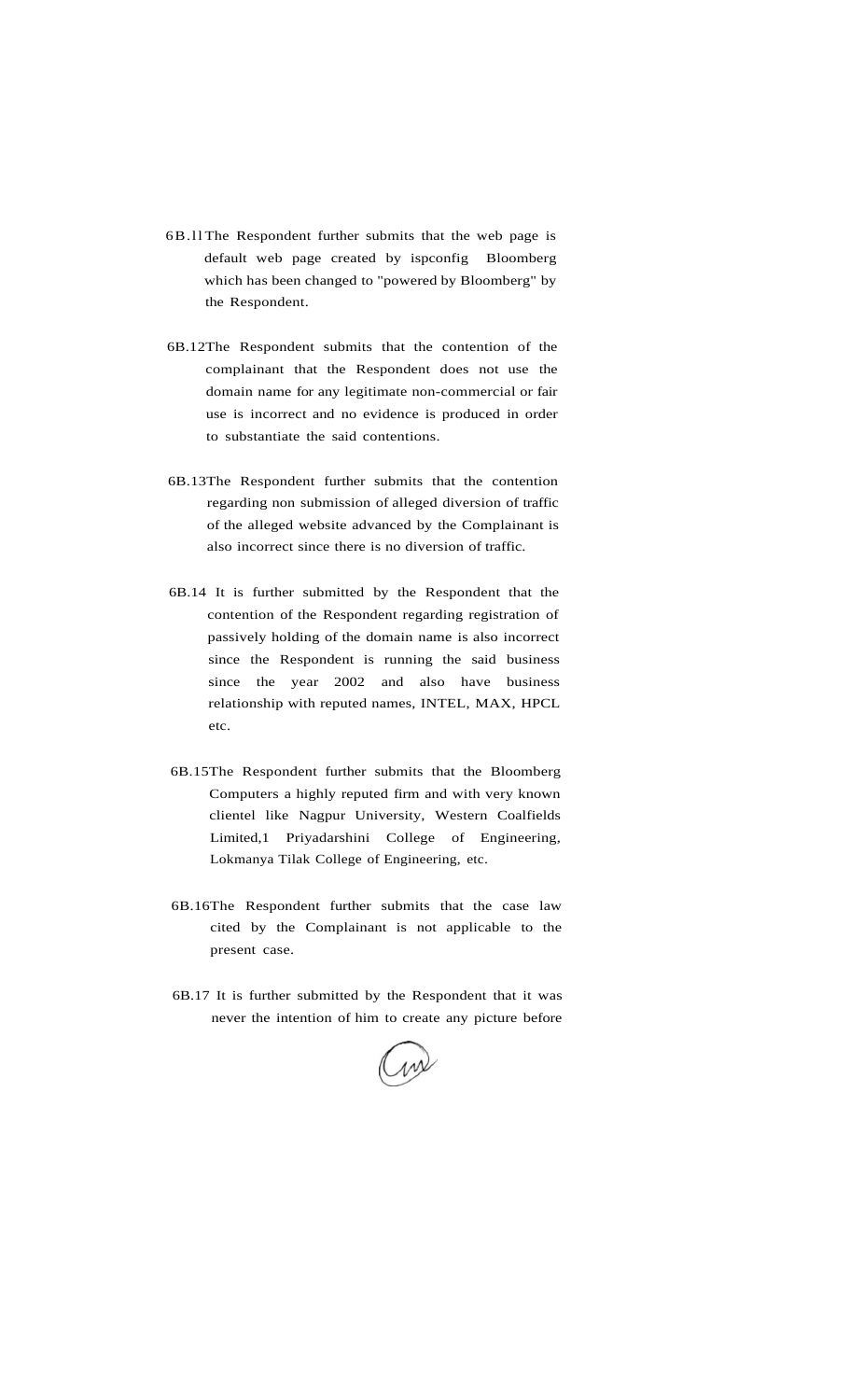6B.11 The Respondent further submits that the web page is default web page created by ispconfig Bloomberg which has been changed to "powered by Bloomberg" by the Respondent.

6B.12 The Respondent submits that the contention of the complainant that the Respondent does not use the domain name for any legitimate non-commercial or fair use is incorrect and no evidence is produced in order to substantiate the said contentions.

6B.13 The Respondent further submits that the contention regarding non submission of alleged diversion of traffic of the alleged website advanced by the Complainant is also incorrect since there is no diversion of traffic.

6B.14 It is further submitted by the Respondent that the contention of the Respondent regarding registration of passively holding of the domain name is also incorrect since the Respondent is running the said business since the year 2002 and also have business relationship with reputed names, INTEL, MAX, HPCL etc.

6B.15 The Respondent further submits that the Bloomberg Computers a highly reputed firm and with very known clientel like Nagpur University, Western Coalfields Limited,1 Priyadarshini College of Engineering, Lokmanya Tilak College of Engineering, etc.

6B.16 The Respondent further submits that the case law cited by the Complainant is not applicable to the present case.

6B.17 It is further submitted by the Respondent that it was never the intention of him to create any picture before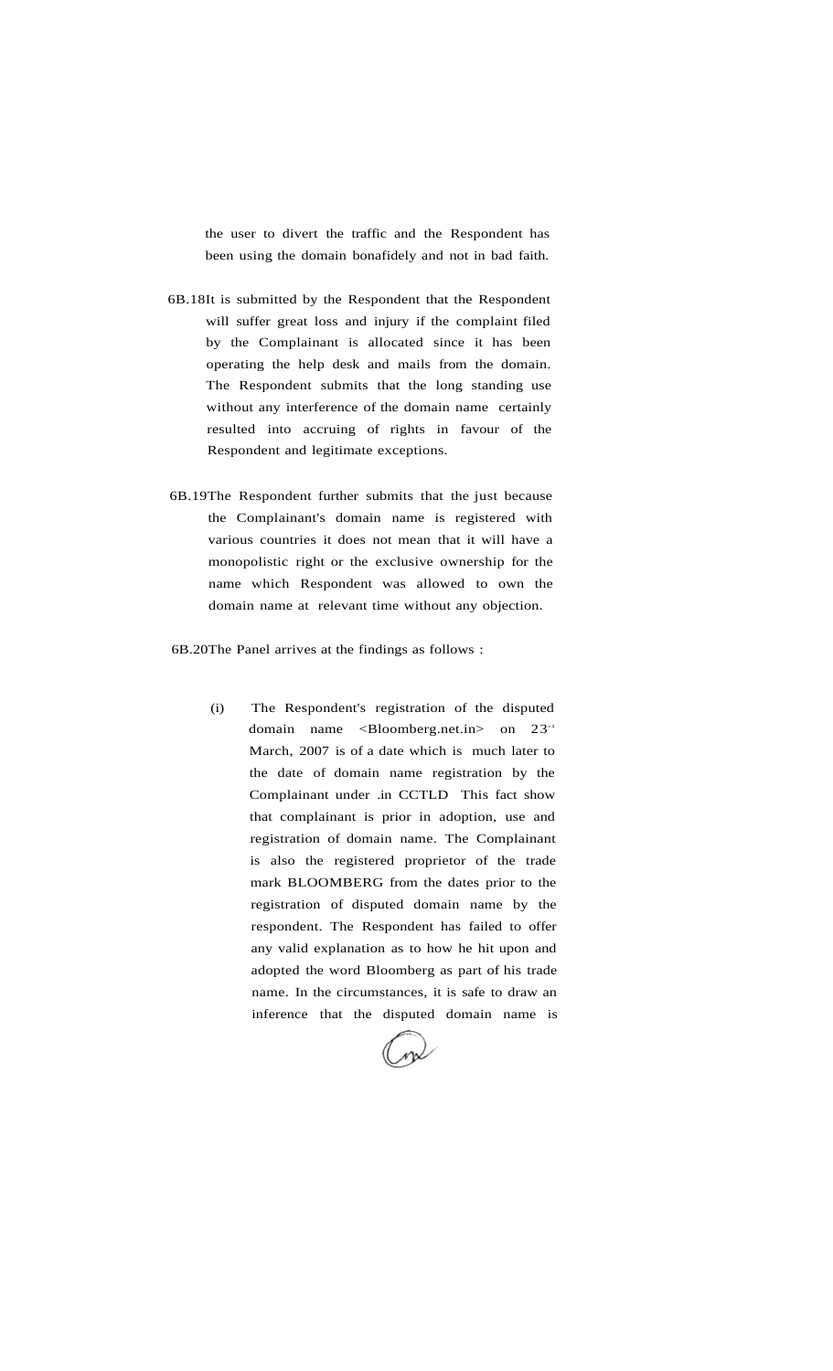the user to divert the traffic and the Respondent has been using the domain bonafidely and not in bad faith.

6B.18 It is submitted by the Respondent that the Respondent will suffer great loss and injury if the complaint filed by the Complainant is allocated since it has been operating the help desk and mails from the domain. The Respondent submits that the long standing use without any interference of the domain name certainly resulted into accruing of rights in favour of the Respondent and legitimate exceptions.

6B.19 The Respondent further submits that the just because the Complainant's domain name is registered with various countries it does not mean that it will have a monopolistic right or the exclusive ownership for the name which Respondent was allowed to own the domain name at relevant time without any objection.

6B.20 The Panel arrives at the findings as follows :

(i) The Respondent's registration of the disputed domain name <Bloomberg.net.in> on 23rd March, 2007 is of a date which is much later to the date of domain name registration by the Complainant under .in CCTLD This fact show that complainant is prior in adoption, use and registration of domain name. The Complainant is also the registered proprietor of the trade mark BLOOMBERG from the dates prior to the registration of disputed domain name by the respondent. The Respondent has failed to offer any valid explanation as to how he hit upon and adopted the word Bloomberg as part of his trade name. In the circumstances, it is safe to draw an inference that the disputed domain name is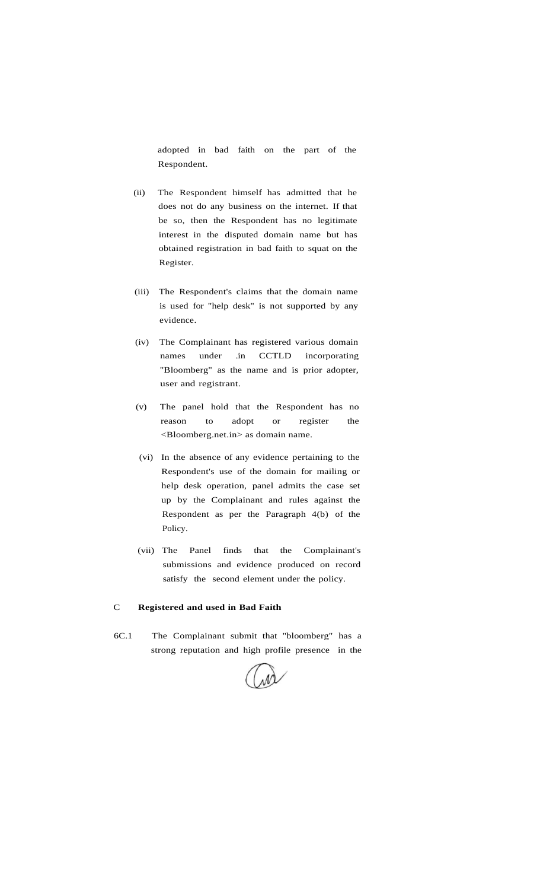adopted in bad faith on the part of the Respondent.

(ii) The Respondent himself has admitted that he does not do any business on the internet. If that be so, then the Respondent has no legitimate interest in the disputed domain name but has obtained registration in bad faith to squat on the Register.

(iii) The Respondent's claims that the domain name is used for "help desk" is not supported by any evidence.

(iv) The Complainant has registered various domain names under .in CCTLD incorporating "Bloomberg" as the name and is prior adopter, user and registrant.

(v) The panel hold that the Respondent has no reason to adopt or register the <Bloomberg.net.in> as domain name.

(vi) In the absence of any evidence pertaining to the Respondent's use of the domain for mailing or help desk operation, panel admits the case set up by the Complainant and rules against the Respondent as per the Paragraph 4(b) of the Policy.

(vii) The Panel finds that the Complainant's submissions and evidence produced on record satisfy the second element under the policy.

C **Registered and used in Bad Faith**

6C.1 The Complainant submit that "bloomberg" has a strong reputation and high profile presence in the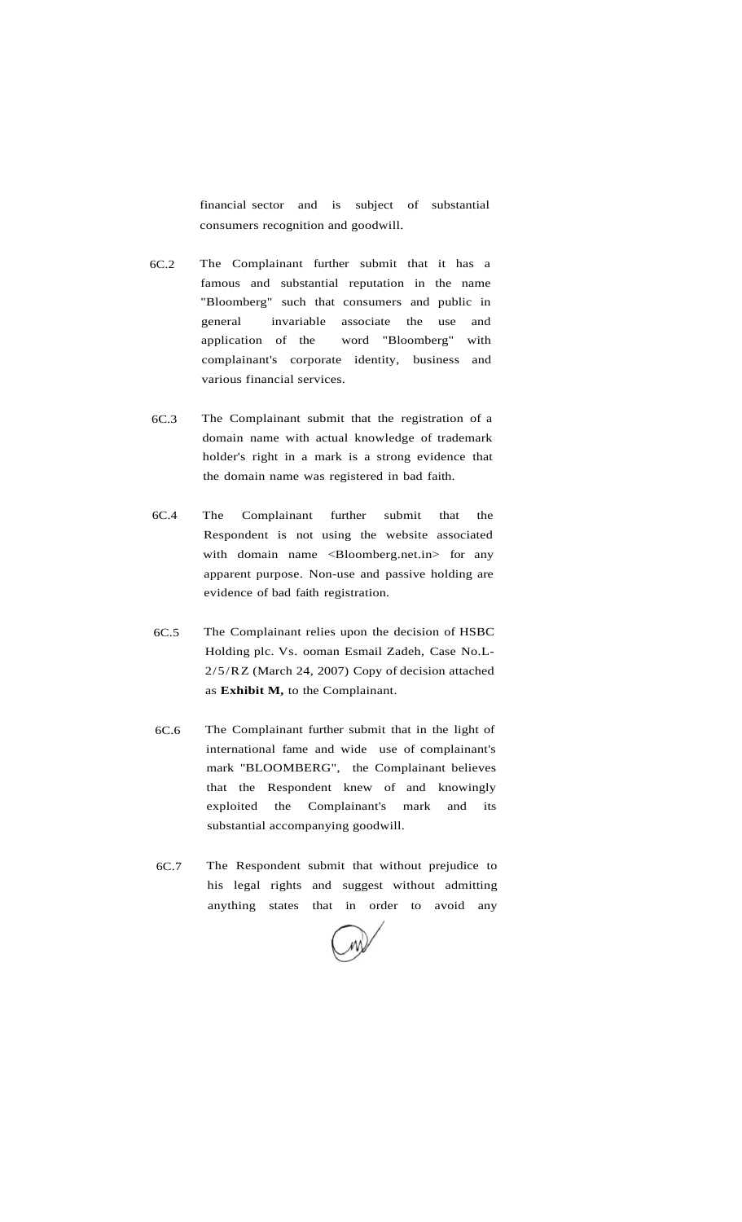financial sector and is subject of substantial consumers recognition and goodwill.

6C.2 The Complainant further submit that it has a famous and substantial reputation in the name "Bloomberg" such that consumers and public in general invariable associate the use and application of the word "Bloomberg" with complainant's corporate identity, business and various financial services.

6C.3 The Complainant submit that the registration of a domain name with actual knowledge of trademark holder's right in a mark is a strong evidence that the domain name was registered in bad faith.

6C.4 The Complainant further submit that the Respondent is not using the website associated with domain name <Bloomberg.net.in> for any apparent purpose. Non-use and passive holding are evidence of bad faith registration.

6C.5 The Complainant relies upon the decision of HSBC Holding plc. Vs. ooman Esmail Zadeh, Case No.L-2/5/RZ (March 24, 2007) Copy of decision attached as **Exhibit M,** to the Complainant.

6C.6 The Complainant further submit that in the light of international fame and wide use of complainant's mark "BLOOMBERG", the Complainant believes that the Respondent knew of and knowingly exploited the Complainant's mark and its substantial accompanying goodwill.

6C.7 The Respondent submit that without prejudice to his legal rights and suggest without admitting anything states that in order to avoid any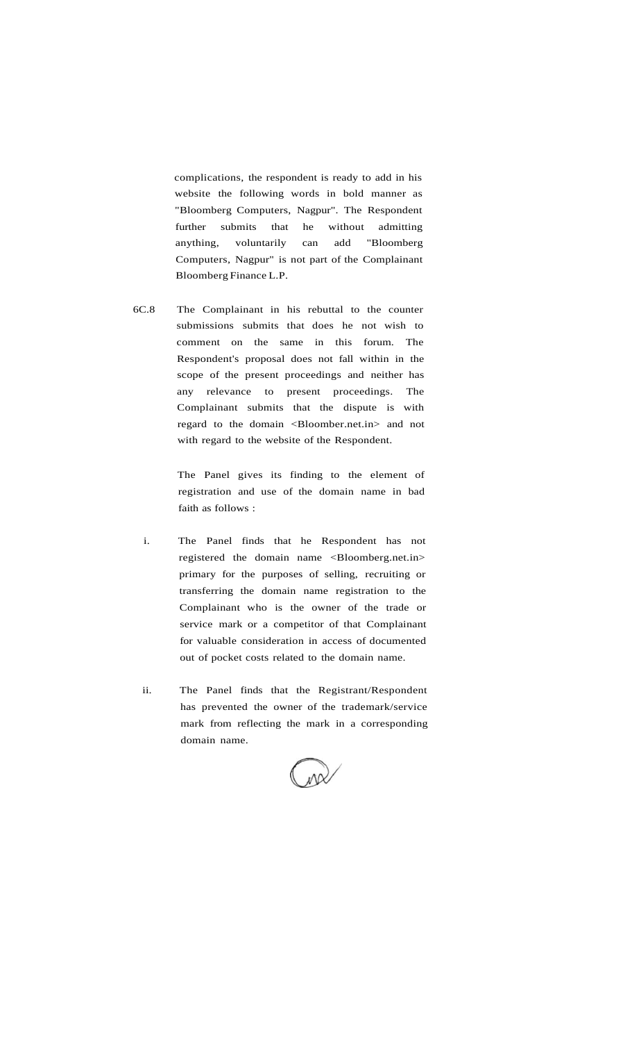complications, the respondent is ready to add in his website the following words in bold manner as "Bloomberg Computers, Nagpur". The Respondent further submits that he without admitting anything, voluntarily can add "Bloomberg Computers, Nagpur" is not part of the Complainant Bloomberg Finance L.P.

6C.8 The Complainant in his rebuttal to the counter submissions submits that does he not wish to comment on the same in this forum. The Respondent's proposal does not fall within in the scope of the present proceedings and neither has any relevance to present proceedings. The Complainant submits that the dispute is with regard to the domain <Bloomber.net.in> and not with regard to the website of the Respondent.

The Panel gives its finding to the element of registration and use of the domain name in bad faith as follows :

i. The Panel finds that he Respondent has not registered the domain name <Bloomberg.net.in> primary for the purposes of selling, recruiting or transferring the domain name registration to the Complainant who is the owner of the trade or service mark or a competitor of that Complainant for valuable consideration in access of documented out of pocket costs related to the domain name.

ii. The Panel finds that the Registrant/Respondent has prevented the owner of the trademark/service mark from reflecting the mark in a corresponding domain name.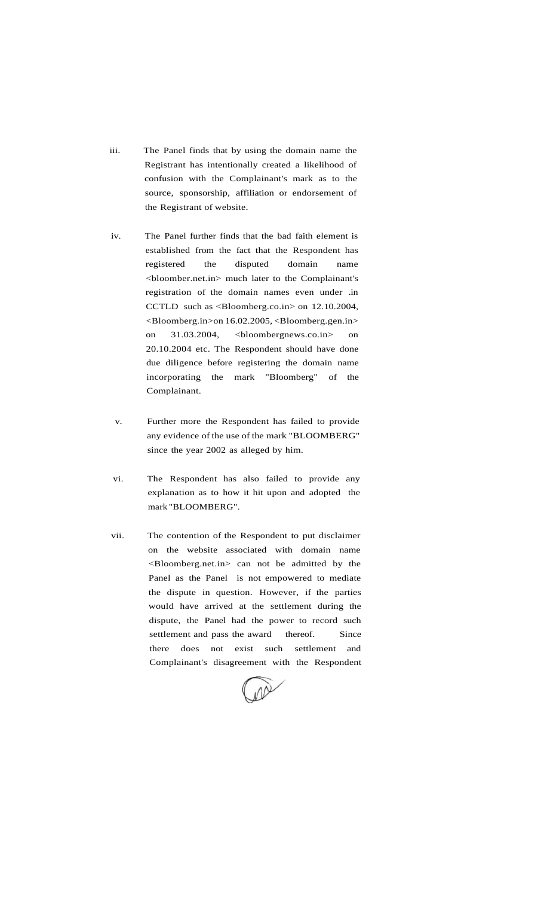iii. The Panel finds that by using the domain name the Registrant has intentionally created a likelihood of confusion with the Complainant's mark as to the source, sponsorship, affiliation or endorsement of the Registrant of website.

iv. The Panel further finds that the bad faith element is established from the fact that the Respondent has registered the disputed domain name <bloomber.net.in> much later to the Complainant's registration of the domain names even under .in CCTLD such as <Bloomberg.co.in> on 12.10.2004, <Bloomberg.in>on 16.02.2005, <Bloomberg.gen.in> on 31.03.2004, <bloombergnews.co.in> on 20.10.2004 etc. The Respondent should have done due diligence before registering the domain name incorporating the mark "Bloomberg" of the Complainant.

v. Further more the Respondent has failed to provide any evidence of the use of the mark "BLOOMBERG" since the year 2002 as alleged by him.

vi. The Respondent has also failed to provide any explanation as to how it hit upon and adopted the mark "BLOOMBERG".

vii. The contention of the Respondent to put disclaimer on the website associated with domain name <Bloomberg.net.in> can not be admitted by the Panel as the Panel is not empowered to mediate the dispute in question. However, if the parties would have arrived at the settlement during the dispute, the Panel had the power to record such settlement and pass the award thereof. Since there does not exist such settlement and Complainant's disagreement with the Respondent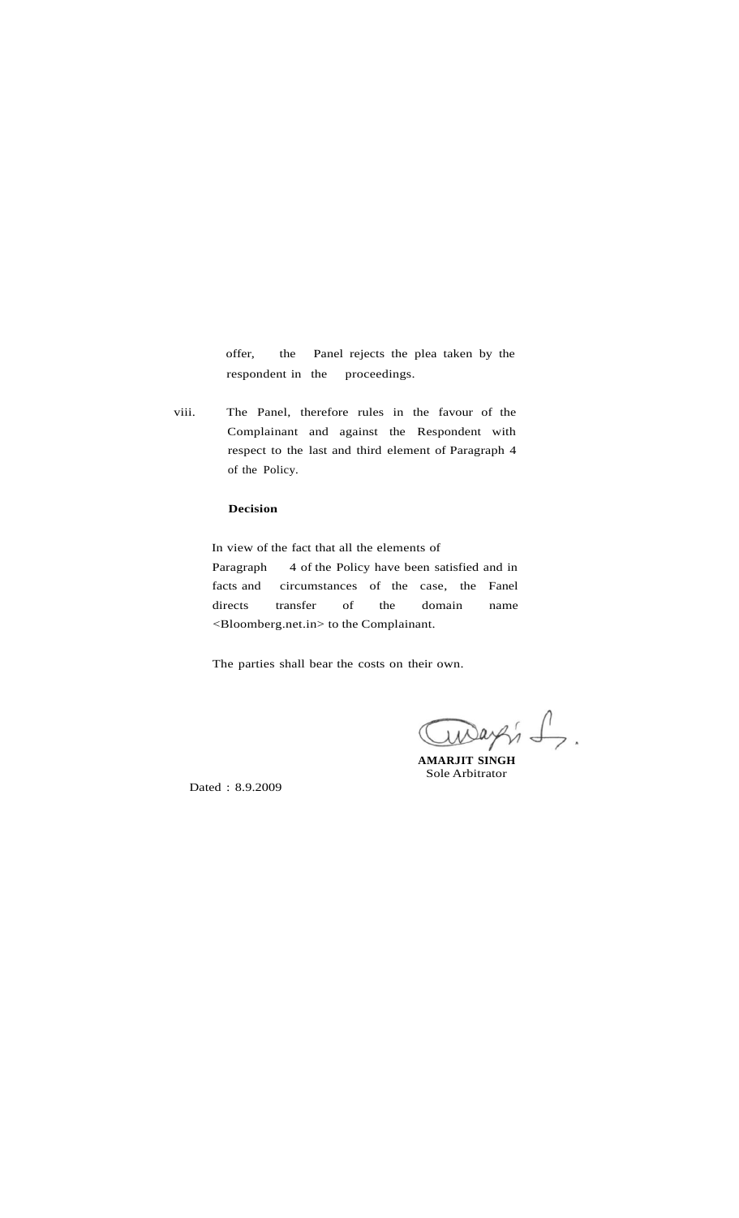offer, the Panel rejects the plea taken by the respondent in the proceedings.

viii. The Panel, therefore rules in the favour of the Complainant and against the Respondent with respect to the last and third element of Paragraph 4 of the Policy.

**Decision**

In view of the fact that all the elements of Paragraph 4 of the Policy have been satisfied and in facts and circumstances of the case, the Fanel directs transfer of the domain name <Bloomberg.net.in> to the Complainant.

The parties shall bear the costs on their own.

**AMARJIT SINGH**
Sole Arbitrator

Dated : 8.9.2009